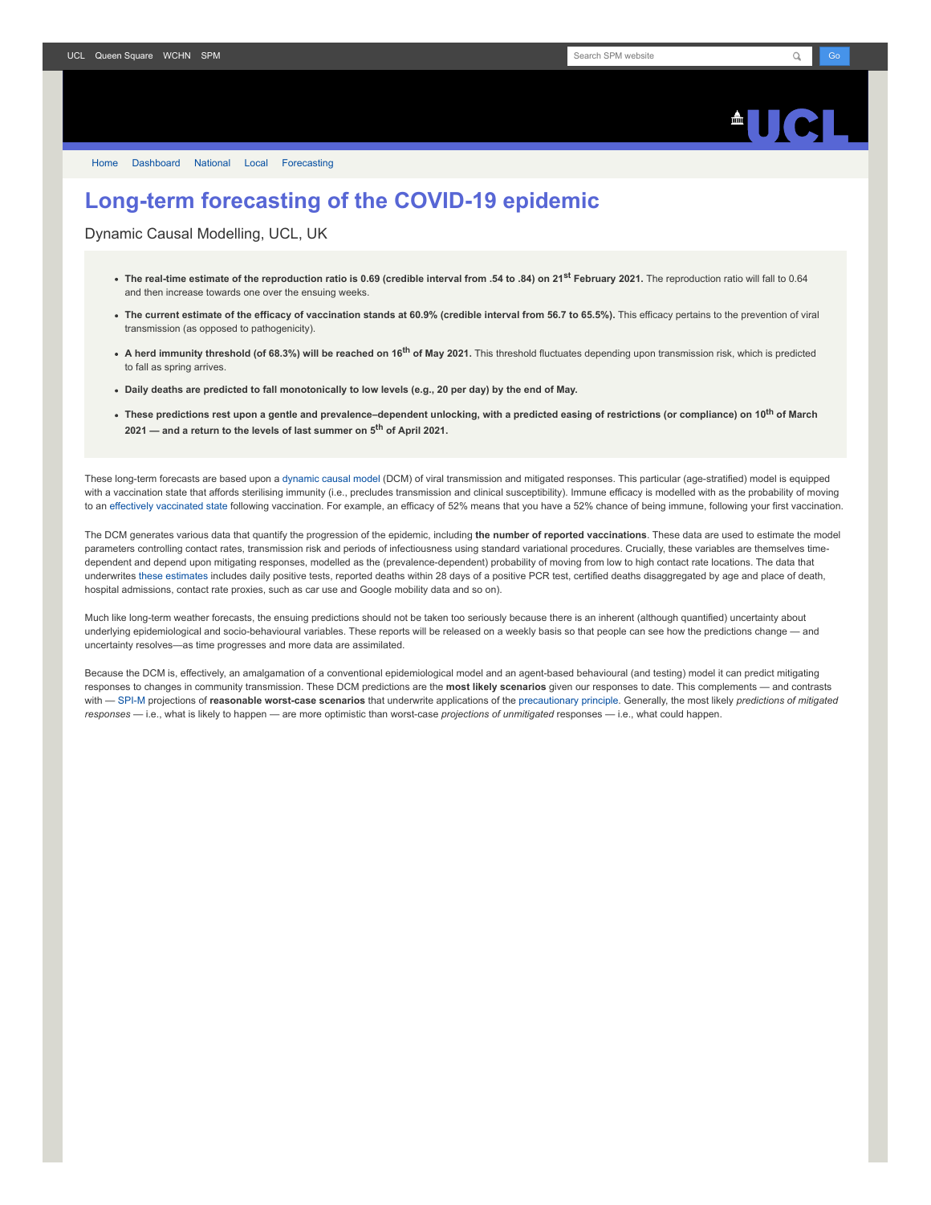# Long-term forecasting of the COVID-19 epidemic

Dynamic Causal Modelling, UCL, UK

- **The real-time estimate of the reproduction ratio is 0.69 (credible interval from .54 to .84) on 21st February 2021.** The reproduction ratio will fall to 0.64 and then increase towards one over the ensuing weeks.
- **The current estimate of the efficacy of vaccination stands at 60.9% (credible interval from 56.7 to 65.5%).** This efficacy pertains to the prevention of viral transmission (as opposed to pathogenicity).
- **A herd immunity threshold (of 68.3%) will be reached on 16th of May 2021.** This threshold fluctuates depending upon transmission risk, which is predicted to fall as spring arrives.
- **Daily deaths are predicted to fall monotonically to low levels (e.g., 20 per day) by the end of May.**
- **These predictions rest upon a gentle and prevalence–dependent unlocking, with a predicted easing of restrictions (or compliance) on 10th of March 2021 — and a return to the levels of last summer on 5th of April 2021.**

These long-term forecasts are based upon a dynamic causal model (DCM) of viral transmission and mitigated responses. This particular (age-stratified) model is equipped with a vaccination state that affords sterilising immunity (i.e., precludes transmission and clinical susceptibility). Immune efficacy is modelled with as the probability of moving to an effectively vaccinated state following vaccination. For example, an efficacy of 52% means that you have a 52% chance of being immune, following your first vaccination.

The DCM generates various data that quantify the progression of the epidemic, including **the number of reported vaccinations**. These data are used to estimate the model parameters controlling contact rates, transmission risk and periods of infectiousness using standard variational procedures. Crucially, these variables are themselves time-dependent and depend upon mitigating responses, modelled as the (prevalence-dependent) probability of moving from low to high contact rate locations. The data that underwrites these estimates includes daily positive tests, reported deaths within 28 days of a positive PCR test, certified deaths disaggregated by age and place of death, hospital admissions, contact rate proxies, such as car use and Google mobility data and so on).

Much like long-term weather forecasts, the ensuing predictions should not be taken too seriously because there is an inherent (although quantified) uncertainty about underlying epidemiological and socio-behavioural variables. These reports will be released on a weekly basis so that people can see how the predictions change — and uncertainty resolves—as time progresses and more data are assimilated.

Because the DCM is, effectively, an amalgamation of a conventional epidemiological model and an agent-based behavioural (and testing) model it can predict mitigating responses to changes in community transmission. These DCM predictions are the **most likely scenarios** given our responses to date. This complements — and contrasts with — SPI-M projections of **reasonable worst-case scenarios** that underwrite applications of the precautionary principle. Generally, the most likely *predictions of mitigated responses* — i.e., what is likely to happen — are more optimistic than worst-case *projections of unmitigated* responses — i.e., what could happen.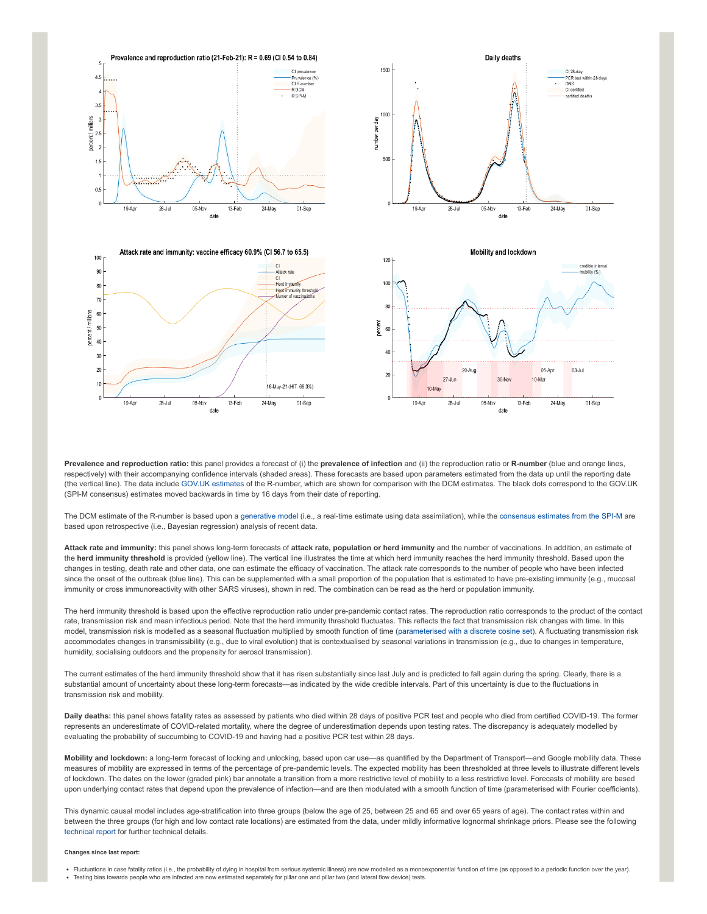Prevalence and reproduction ratio (21-Feb-21): R = 0.69 (CI 0.54 to 0.84)

CI prevalence
Prevalence (%)
CI R-number
R DCM
R SPI-M

percent / millions

date

19-Apr 28-Jul 05-Nov 13-Feb 24-May 01-Sep

Daily deaths

CI 28-day
PCR test within 28 days
ONS
CI certified
certified deaths

number per day

date

19-Apr 28-Jul 05-Nov 13-Feb 24-May 01-Sep

Attack rate and immunity: vaccine efficacy 60.9% (CI 56.7 to 65.5)

CI
Attack rate
CI
Herd immunity
Herd immunity threshold
Number of vaccinations

percent / millions

16-May-21 (HIT: 68.3%)

date

19-Apr 28-Jul 05-Nov 13-Feb 24-May 01-Sep

Mobility and lockdown

credible interval
mobility (%)

percent

20-Aug 27-Jun 10-May 30-Nov 10-Mar 05-Apr 03-Jul

date

19-Apr 28-Jul 05-Nov 13-Feb 24-May 01-Sep

**Prevalence and reproduction ratio:** this panel provides a forecast of (i) the **prevalence of infection** and (ii) the reproduction ratio or **R-number** (blue and orange lines, respectively) with their accompanying confidence intervals (shaded areas). These forecasts are based upon parameters estimated from the data up until the reporting date (the vertical line). The data include GOV.UK estimates of the R-number, which are shown for comparison with the DCM estimates. The black dots correspond to the GOV.UK (SPI-M consensus) estimates moved backwards in time by 16 days from their date of reporting.

The DCM estimate of the R-number is based upon a generative model (i.e., a real-time estimate using data assimilation), while the consensus estimates from the SPI-M are based upon retrospective (i.e., Bayesian regression) analysis of recent data.

**Attack rate and immunity:** this panel shows long-term forecasts of **attack rate, population or herd immunity** and the number of vaccinations. In addition, an estimate of the **herd immunity threshold** is provided (yellow line). The vertical line illustrates the time at which herd immunity reaches the herd immunity threshold. Based upon the changes in testing, death rate and other data, one can estimate the efficacy of vaccination. The attack rate corresponds to the number of people who have been infected since the onset of the outbreak (blue line). This can be supplemented with a small proportion of the population that is estimated to have pre-existing immunity (e.g., mucosal immunity or cross immunoreactivity with other SARS viruses), shown in red. The combination can be read as the herd or population immunity.

The herd immunity threshold is based upon the effective reproduction ratio under pre-pandemic contact rates. The reproduction ratio corresponds to the product of the contact rate, transmission risk and mean infectious period. Note that the herd immunity threshold fluctuates. This reflects the fact that transmission risk changes with time. In this model, transmission risk is modelled as a seasonal fluctuation multiplied by smooth function of time (parameterised with a discrete cosine set). A fluctuating transmission risk accommodates changes in transmissibility (e.g., due to viral evolution) that is contextualised by seasonal variations in transmission (e.g., due to changes in temperature, humidity, socialising outdoors and the propensity for aerosol transmission).

The current estimates of the herd immunity threshold show that it has risen substantially since last July and is predicted to fall again during the spring. Clearly, there is a substantial amount of uncertainty about these long-term forecasts—as indicated by the wide credible intervals. Part of this uncertainty is due to the fluctuations in transmission risk and mobility.

**Daily deaths:** this panel shows fatality rates as assessed by patients who died within 28 days of positive PCR test and people who died from certified COVID-19. The former represents an underestimate of COVID-related mortality, where the degree of underestimation depends upon testing rates. The discrepancy is adequately modelled by evaluating the probability of succumbing to COVID-19 and having had a positive PCR test within 28 days.

**Mobility and lockdown:** a long-term forecast of locking and unlocking, based upon car use—as quantified by the Department of Transport—and Google mobility data. These measures of mobility are expressed in terms of the percentage of pre-pandemic levels. The expected mobility has been thresholded at three levels to illustrate different levels of lockdown. The dates on the lower (graded pink) bar annotate a transition from a more restrictive level of mobility to a less restrictive level. Forecasts of mobility are based upon underlying contact rates that depend upon the prevalence of infection—and are then modulated with a smooth function of time (parameterised with Fourier coefficients).

This dynamic causal model includes age-stratification into three groups (below the age of 25, between 25 and 65 and over 65 years of age). The contact rates within and between the three groups (for high and low contact rate locations) are estimated from the data, under mildly informative lognormal shrinkage priors. Please see the following technical report for further technical details.

**Changes since last report:**

- Fluctuations in case fatality ratios (i.e., the probability of dying in hospital from serious systemic illness) are now modelled as a monoexponential function of time (as opposed to a periodic function over the year).
- Testing bias towards people who are infected are now estimated separately for pillar one and pillar two (and lateral flow device) tests.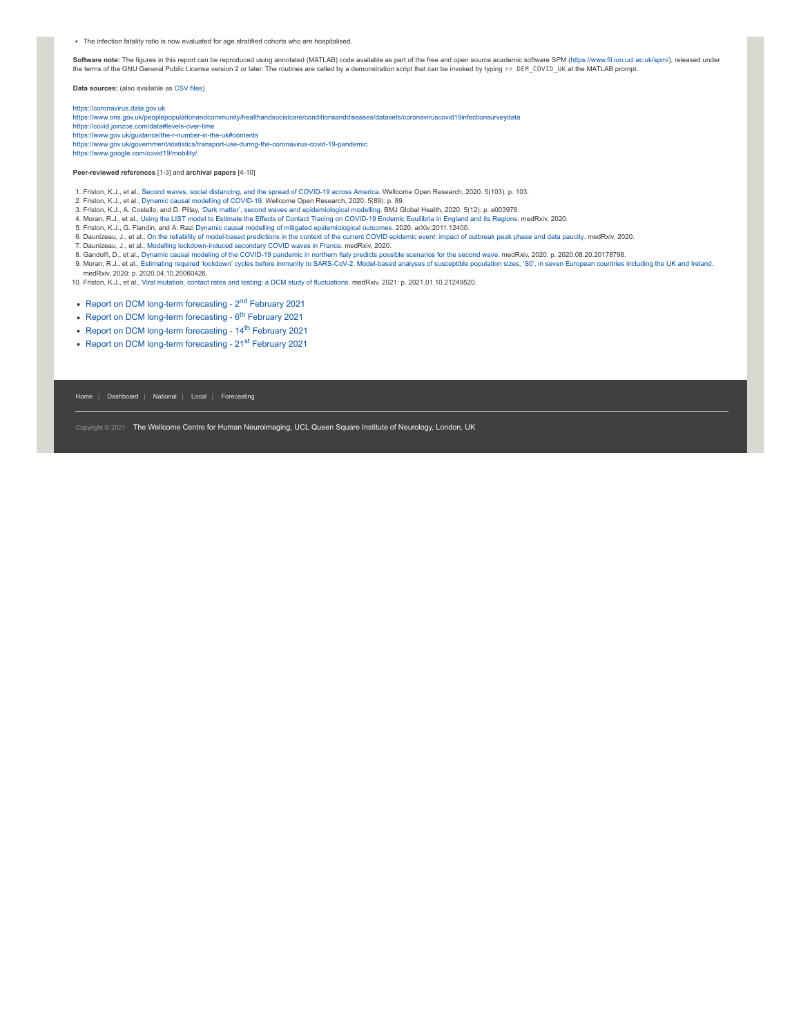- The infection fatality ratio is now evaluated for age stratified cohorts who are hospitalised.

**Software note:** The figures in this report can be reproduced using annotated (MATLAB) code available as part of the free and open source academic software SPM (https://www.fil.ion.ucl.ac.uk/spm/), released under the terms of the GNU General Public License version 2 or later. The routines are called by a demonstration script that can be invoked by typing `>> DEM_COVID_UK` at the MATLAB prompt.

**Data sources:** (also available as CSV files)

https://coronavirus.data.gov.uk
https://www.ons.gov.uk/peoplepopulationandcommunity/healthandsocialcare/conditionsanddiseases/datasets/coronaviruscovid19infectionsurveydata
https://covid.joinzoe.com/data#levels-over-time
https://www.gov.uk/guidance/the-r-number-in-the-uk#contents
https://www.gov.uk/government/statistics/transport-use-during-the-coronavirus-covid-19-pandemic
https://www.google.com/covid19/mobility/

**Peer-reviewed references** [1-3] and **archival papers** [4-10]

1. Friston, K.J., et al., Second waves, social distancing, and the spread of COVID-19 across America. Wellcome Open Research, 2020. 5(103): p. 103.
2. Friston, K.J., et al., Dynamic causal modelling of COVID-19. Wellcome Open Research, 2020. 5(89): p. 89.
3. Friston, K.J., A. Costello, and D. Pillay, 'Dark matter', second waves and epidemiological modelling. BMJ Global Health, 2020. 5(12): p. e003978.
4. Moran, R.J., et al., Using the LIST model to Estimate the Effects of Contact Tracing on COVID-19 Endemic Equilibria in England and its Regions. medRxiv, 2020.
5. Friston, K.J., G. Flandin, and A. Razi Dynamic causal modelling of mitigated epidemiological outcomes. 2020. arXiv:2011.12400.
6. Daunizeau, J., et al., On the reliability of model-based predictions in the context of the current COVID epidemic event: impact of outbreak peak phase and data paucity. medRxiv, 2020.
7. Daunizeau, J., et al., Modelling lockdown-induced secondary COVID waves in France. medRxiv, 2020.
8. Gandolfi, D., et al., Dynamic causal modeling of the COVID-19 pandemic in northern Italy predicts possible scenarios for the second wave. medRxiv, 2020: p. 2020.08.20.20178798.
9. Moran, R.J., et al., Estimating required 'lockdown' cycles before immunity to SARS-CoV-2: Model-based analyses of susceptible population sizes, 'S0', in seven European countries including the UK and Ireland. medRxiv, 2020: p. 2020.04.10.20060426.
10. Friston, K.J., et al., Viral mutation, contact rates and testing: a DCM study of fluctuations. medRxiv, 2021: p. 2021.01.10.21249520.

- Report on DCM long-term forecasting - 2nd February 2021
- Report on DCM long-term forecasting - 6th February 2021
- Report on DCM long-term forecasting - 14th February 2021
- Report on DCM long-term forecasting - 21st February 2021

Home | Dashboard | National | Local | Forecasting

Copyright © 2021 The Wellcome Centre for Human Neuroimaging, UCL Queen Square Institute of Neurology, London, UK